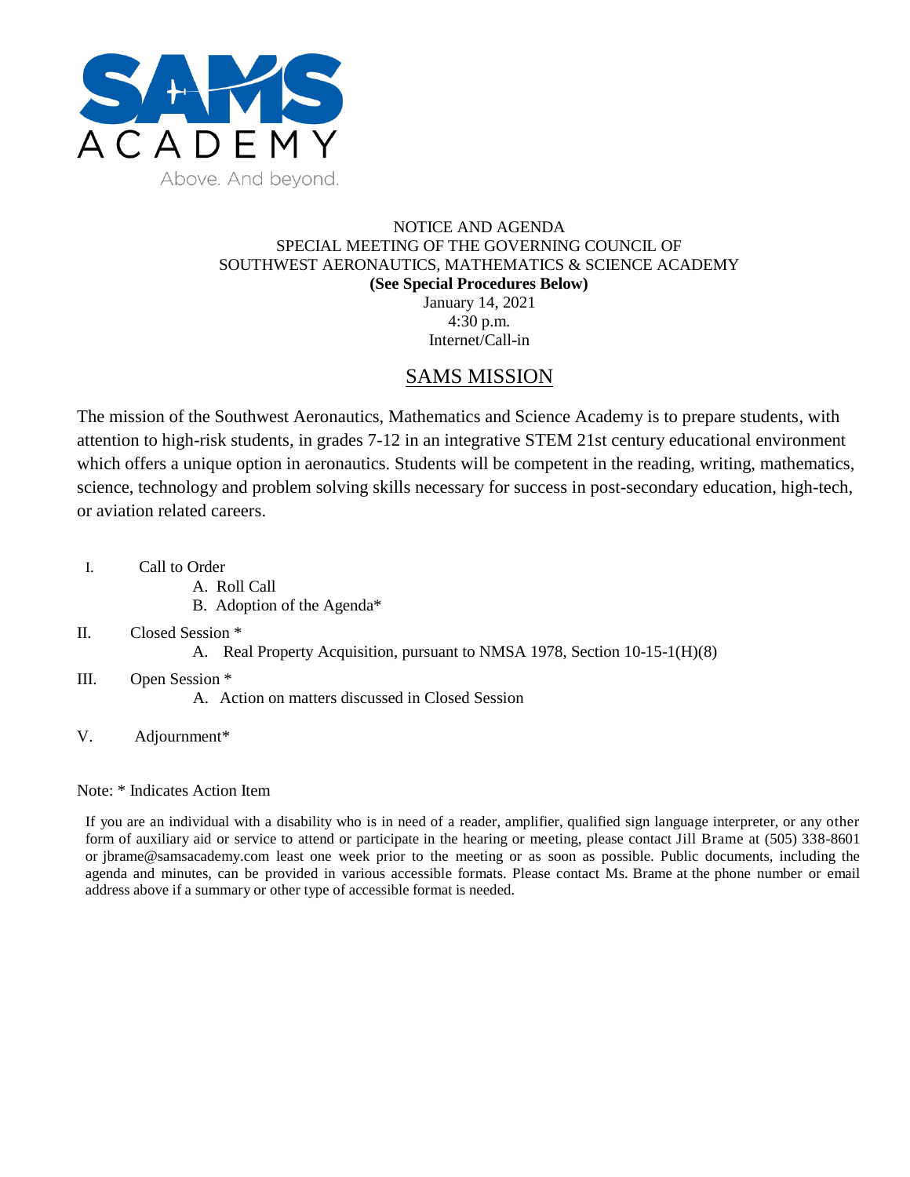SAMS ACADEMY

Above. And beyond.

NOTICE AND AGENDA
SPECIAL MEETING OF THE GOVERNING COUNCIL OF
SOUTHWEST AERONAUTICS, MATHEMATICS & SCIENCE ACADEMY
**(See Special Procedures Below)**
January 14, 2021
4:30 p.m.
Internet/Call-in

## SAMS MISSION

The mission of the Southwest Aeronautics, Mathematics and Science Academy is to prepare students, with attention to high-risk students, in grades 7-12 in an integrative STEM 21st century educational environment which offers a unique option in aeronautics. Students will be competent in the reading, writing, mathematics, science, technology and problem solving skills necessary for success in post-secondary education, high-tech, or aviation related careers.

I. Call to Order
  - A. Roll Call
  - B. Adoption of the Agenda*

II. Closed Session *
  - A. Real Property Acquisition, pursuant to NMSA 1978, Section 10-15-1(H)(8)

III. Open Session *
  - A. Action on matters discussed in Closed Session

V. Adjournment*

Note: * Indicates Action Item

If you are an individual with a disability who is in need of a reader, amplifier, qualified sign language interpreter, or any other form of auxiliary aid or service to attend or participate in the hearing or meeting, please contact Jill Brame at (505) 338-8601 or jbrame@samsacademy.com least one week prior to the meeting or as soon as possible. Public documents, including the agenda and minutes, can be provided in various accessible formats. Please contact Ms. Brame at the phone number or email address above if a summary or other type of accessible format is needed.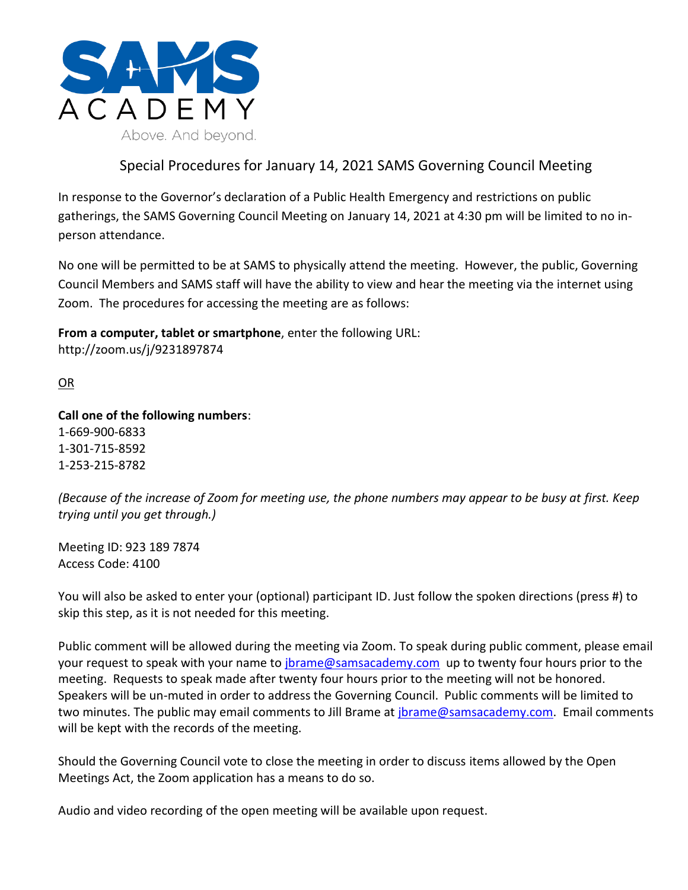SAMS ACADEMY

Above. And beyond.

## Special Procedures for January 14, 2021 SAMS Governing Council Meeting

In response to the Governor's declaration of a Public Health Emergency and restrictions on public gatherings, the SAMS Governing Council Meeting on January 14, 2021 at 4:30 pm will be limited to no in-person attendance.

No one will be permitted to be at SAMS to physically attend the meeting. However, the public, Governing Council Members and SAMS staff will have the ability to view and hear the meeting via the internet using Zoom. The procedures for accessing the meeting are as follows:

**From a computer, tablet or smartphone**, enter the following URL:
http://zoom.us/j/9231897874

OR

**Call one of the following numbers**:
1-669-900-6833
1-301-715-8592
1-253-215-8782

*(Because of the increase of Zoom for meeting use, the phone numbers may appear to be busy at first. Keep trying until you get through.)*

Meeting ID: 923 189 7874
Access Code: 4100

You will also be asked to enter your (optional) participant ID. Just follow the spoken directions (press #) to skip this step, as it is not needed for this meeting.

Public comment will be allowed during the meeting via Zoom. To speak during public comment, please email your request to speak with your name to jbrame@samsacademy.com up to twenty four hours prior to the meeting. Requests to speak made after twenty four hours prior to the meeting will not be honored. Speakers will be un-muted in order to address the Governing Council. Public comments will be limited to two minutes. The public may email comments to Jill Brame at jbrame@samsacademy.com. Email comments will be kept with the records of the meeting.

Should the Governing Council vote to close the meeting in order to discuss items allowed by the Open Meetings Act, the Zoom application has a means to do so.

Audio and video recording of the open meeting will be available upon request.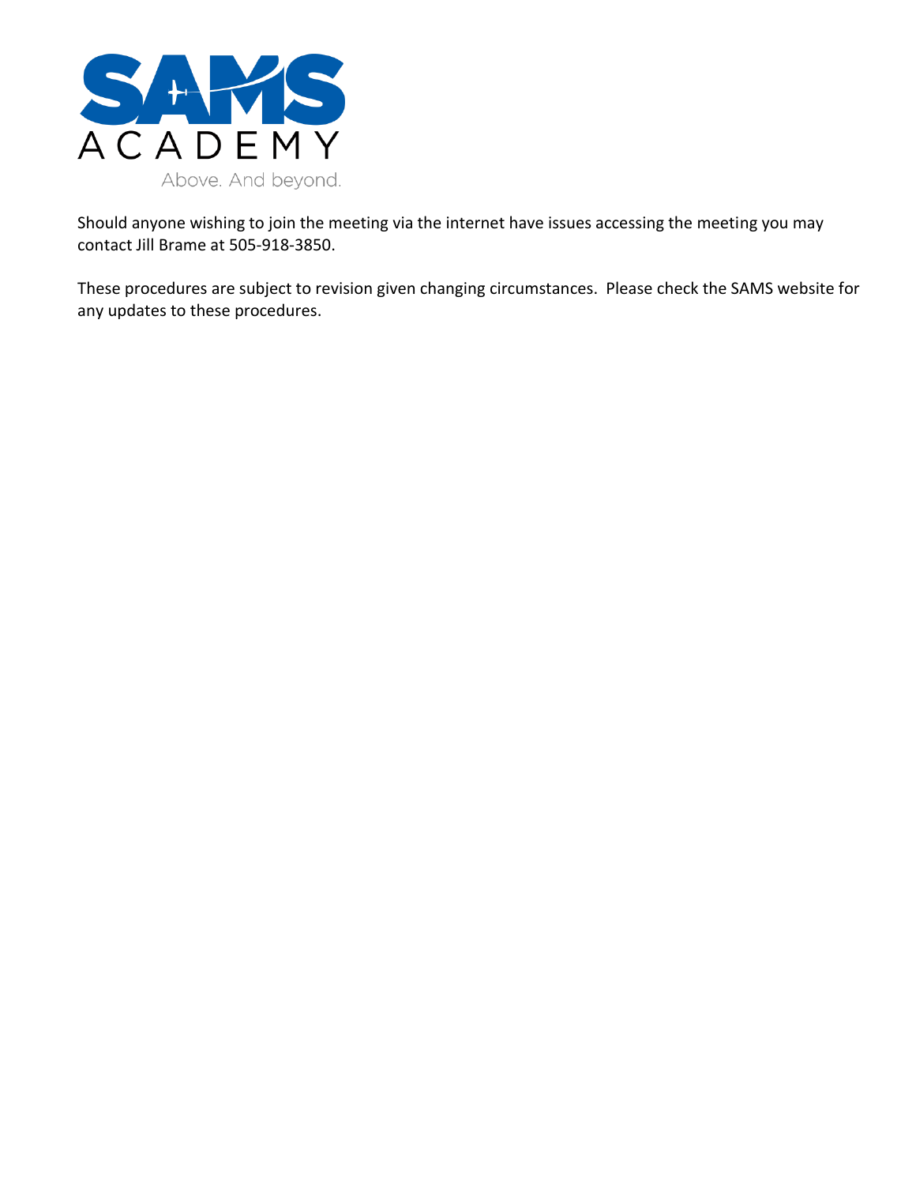Should anyone wishing to join the meeting via the internet have issues accessing the meeting you may contact Jill Brame at 505-918-3850.

These procedures are subject to revision given changing circumstances. Please check the SAMS website for any updates to these procedures.